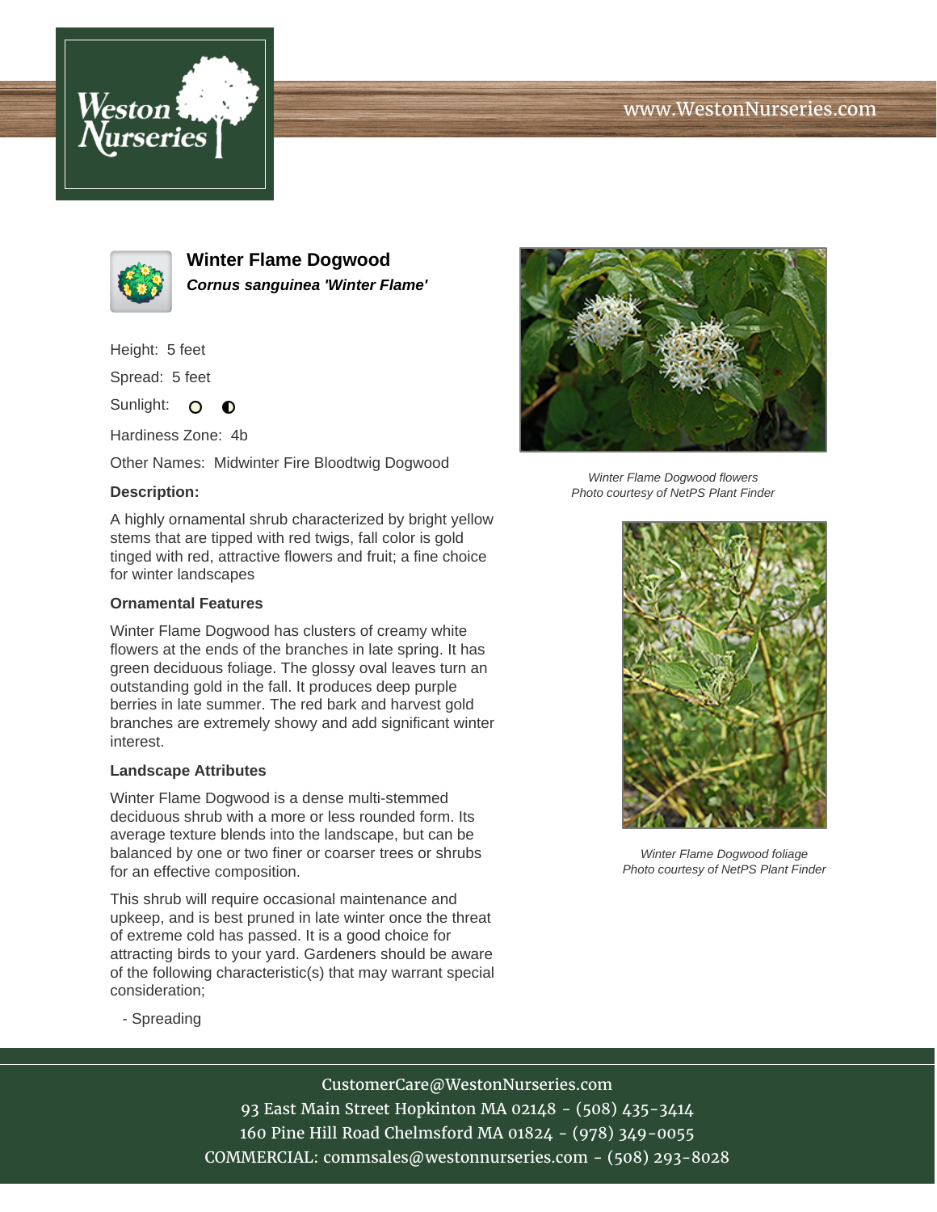# Winter Flame Dogwood

***Cornus sanguinea 'Winter Flame'***

Height: 5 feet

Spread: 5 feet

Sunlight:

Hardiness Zone: 4b

Other Names: Midwinter Fire Bloodtwig Dogwood

### Description:

A highly ornamental shrub characterized by bright yellow stems that are tipped with red twigs, fall color is gold tinged with red, attractive flowers and fruit; a fine choice for winter landscapes

### Ornamental Features

Winter Flame Dogwood has clusters of creamy white flowers at the ends of the branches in late spring. It has green deciduous foliage. The glossy oval leaves turn an outstanding gold in the fall. It produces deep purple berries in late summer. The red bark and harvest gold branches are extremely showy and add significant winter interest.

### Landscape Attributes

Winter Flame Dogwood is a dense multi-stemmed deciduous shrub with a more or less rounded form. Its average texture blends into the landscape, but can be balanced by one or two finer or coarser trees or shrubs for an effective composition.

This shrub will require occasional maintenance and upkeep, and is best pruned in late winter once the threat of extreme cold has passed. It is a good choice for attracting birds to your yard. Gardeners should be aware of the following characteristic(s) that may warrant special consideration;

- Spreading

*Winter Flame Dogwood flowers*
*Photo courtesy of NetPS Plant Finder*

*Winter Flame Dogwood foliage*
*Photo courtesy of NetPS Plant Finder*

CustomerCare@WestonNurseries.com
93 East Main Street Hopkinton MA 02148 - (508) 435-3414
160 Pine Hill Road Chelmsford MA 01824 - (978) 349-0055
COMMERCIAL: commsales@westonnurseries.com - (508) 293-8028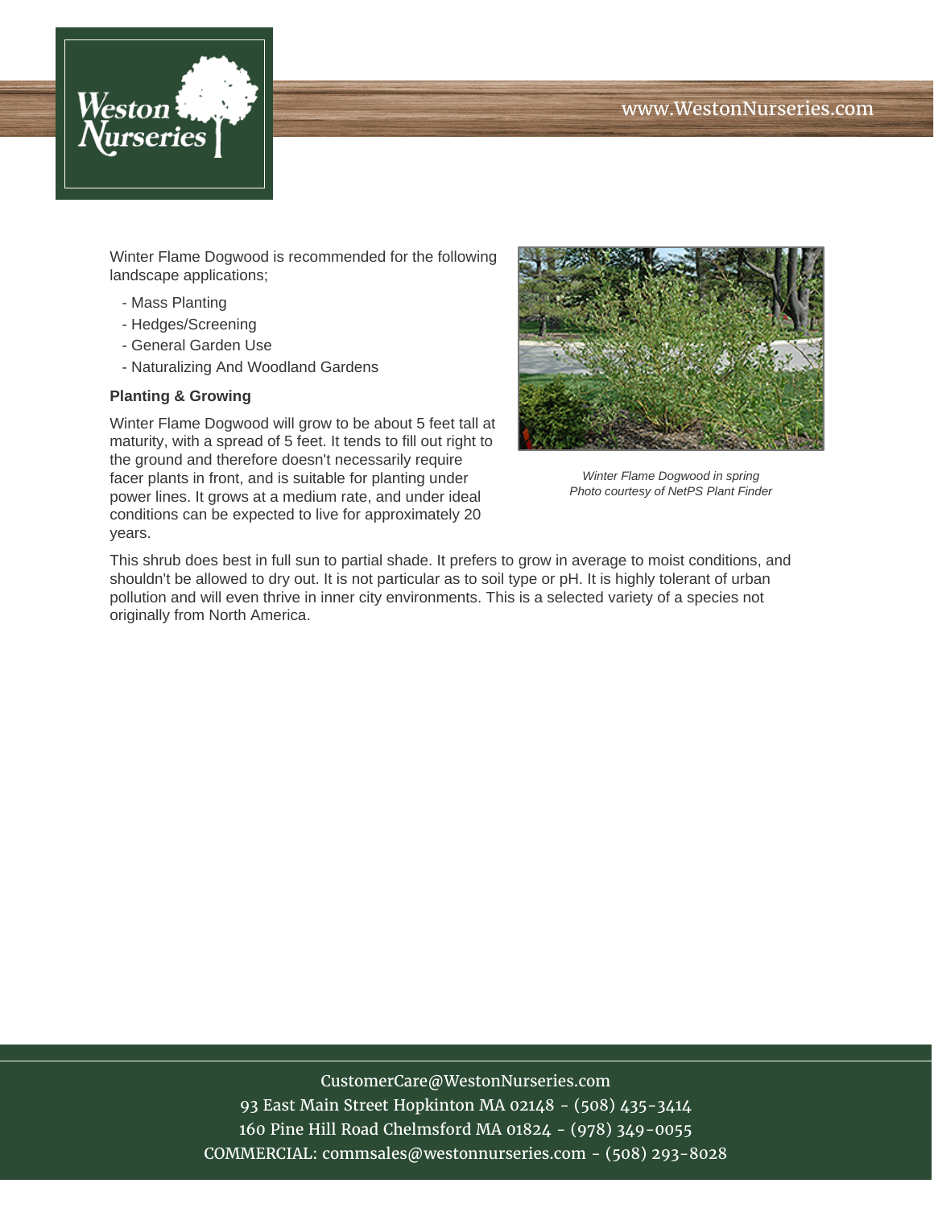Winter Flame Dogwood is recommended for the following landscape applications;

- Mass Planting
- Hedges/Screening
- General Garden Use
- Naturalizing And Woodland Gardens

**Planting & Growing**

Winter Flame Dogwood will grow to be about 5 feet tall at maturity, with a spread of 5 feet. It tends to fill out right to the ground and therefore doesn't necessarily require facer plants in front, and is suitable for planting under power lines. It grows at a medium rate, and under ideal conditions can be expected to live for approximately 20 years.

*Winter Flame Dogwood in spring*
*Photo courtesy of NetPS Plant Finder*

This shrub does best in full sun to partial shade. It prefers to grow in average to moist conditions, and shouldn't be allowed to dry out. It is not particular as to soil type or pH. It is highly tolerant of urban pollution and will even thrive in inner city environments. This is a selected variety of a species not originally from North America.